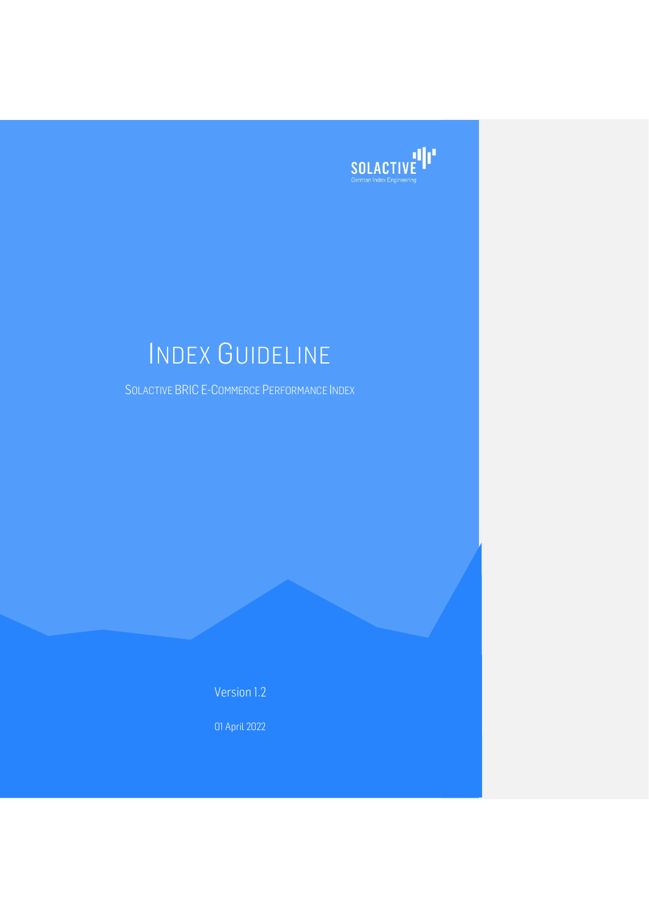SOLACTIVE
German Index Engineering

# INDEX GUIDELINE

SOLACTIVE BRIC E-COMMERCE PERFORMANCE INDEX

Version 1.2

01 April 2022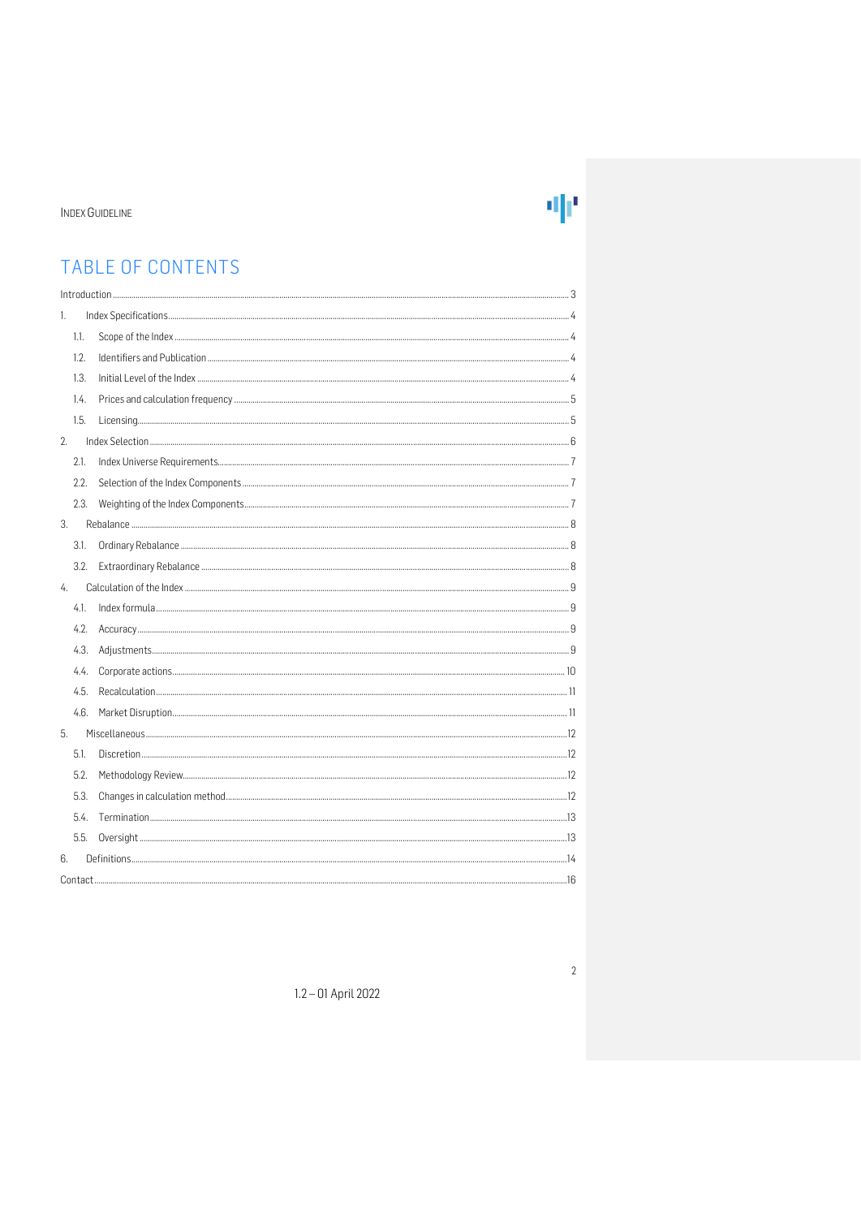# TABLE OF CONTENTS

Introduction ..... 3

1. Index Specifications ..... 4
   - 1.1. Scope of the Index ..... 4
   - 1.2. Identifiers and Publication ..... 4
   - 1.3. Initial Level of the Index ..... 4
   - 1.4. Prices and calculation frequency ..... 5
   - 1.5. Licensing ..... 5
2. Index Selection ..... 6
   - 2.1. Index Universe Requirements ..... 7
   - 2.2. Selection of the Index Components ..... 7
   - 2.3. Weighting of the Index Components ..... 7
3. Rebalance ..... 8
   - 3.1. Ordinary Rebalance ..... 8
   - 3.2. Extraordinary Rebalance ..... 8
4. Calculation of the Index ..... 9
   - 4.1. Index formula ..... 9
   - 4.2. Accuracy ..... 9
   - 4.3. Adjustments ..... 9
   - 4.4. Corporate actions ..... 10
   - 4.5. Recalculation ..... 11
   - 4.6. Market Disruption ..... 11
5. Miscellaneous ..... 12
   - 5.1. Discretion ..... 12
   - 5.2. Methodology Review ..... 12
   - 5.3. Changes in calculation method ..... 12
   - 5.4. Termination ..... 13
   - 5.5. Oversight ..... 13
6. Definitions ..... 14

Contact ..... 16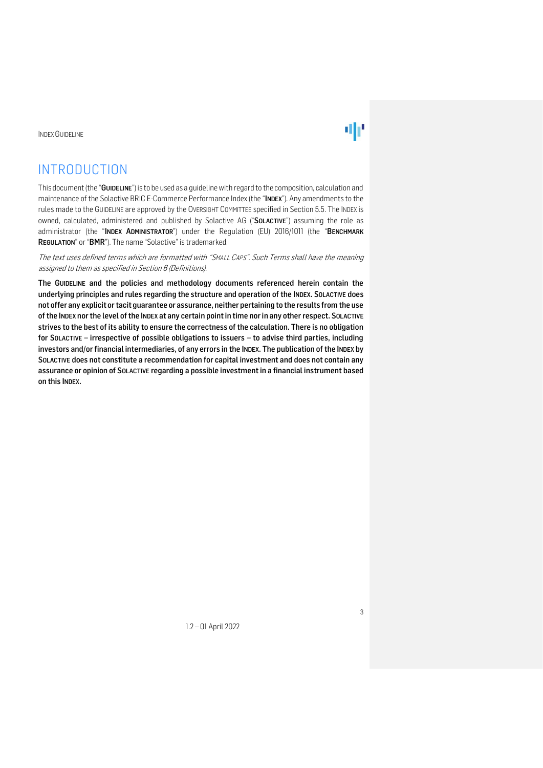# INTRODUCTION

This document (the "**GUIDELINE**") is to be used as a guideline with regard to the composition, calculation and maintenance of the Solactive BRIC E-Commerce Performance Index (the "**INDEX**"). Any amendments to the rules made to the GUIDELINE are approved by the OVERSIGHT COMMITTEE specified in Section 5.5. The INDEX is owned, calculated, administered and published by Solactive AG ("**SOLACTIVE**") assuming the role as administrator (the "**INDEX ADMINISTRATOR**") under the Regulation (EU) 2016/1011 (the "**BENCHMARK REGULATION**" or "**BMR**"). The name "Solactive" is trademarked.

*The text uses defined terms which are formatted with "SMALL CAPS". Such Terms shall have the meaning assigned to them as specified in Section 6 (Definitions).*

**The GUIDELINE and the policies and methodology documents referenced herein contain the underlying principles and rules regarding the structure and operation of the INDEX. SOLACTIVE does not offer any explicit or tacit guarantee or assurance, neither pertaining to the results from the use of the INDEX nor the level of the INDEX at any certain point in time nor in any other respect. SOLACTIVE strives to the best of its ability to ensure the correctness of the calculation. There is no obligation for SOLACTIVE – irrespective of possible obligations to issuers – to advise third parties, including investors and/or financial intermediaries, of any errors in the INDEX. The publication of the INDEX by SOLACTIVE does not constitute a recommendation for capital investment and does not contain any assurance or opinion of SOLACTIVE regarding a possible investment in a financial instrument based on this INDEX.**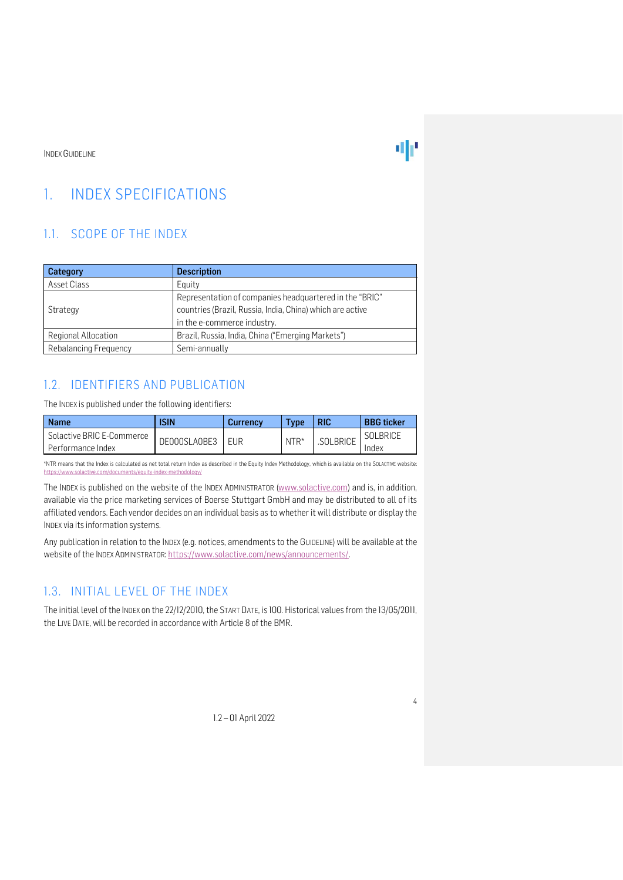# 1. INDEX SPECIFICATIONS

## 1.1. SCOPE OF THE INDEX

| Category | Description |
|---|---|
| Asset Class | Equity |
| Strategy | Representation of companies headquartered in the "BRIC" countries (Brazil, Russia, India, China) which are active in the e-commerce industry. |
| Regional Allocation | Brazil, Russia, India, China ("Emerging Markets") |
| Rebalancing Frequency | Semi-annually |

## 1.2. IDENTIFIERS AND PUBLICATION

The INDEX is published under the following identifiers:

| Name | ISIN | Currency | Type | RIC | BBG ticker |
|---|---|---|---|---|---|
| Solactive BRIC E-Commerce Performance Index | DE000SLA0BE3 | EUR | NTR* | .SOLBRICE | SOLBRICE Index |

*NTR means that the Index is calculated as net total return Index as described in the Equity Index Methodology, which is available on the SOLACTIVE website: https://www.solactive.com/documents/equity-index-methodology/

The INDEX is published on the website of the INDEX ADMINISTRATOR (www.solactive.com) and is, in addition, available via the price marketing services of Boerse Stuttgart GmbH and may be distributed to all of its affiliated vendors. Each vendor decides on an individual basis as to whether it will distribute or display the INDEX via its information systems.

Any publication in relation to the INDEX (e.g. notices, amendments to the GUIDELINE) will be available at the website of the INDEX ADMINISTRATOR: https://www.solactive.com/news/announcements/.

## 1.3. INITIAL LEVEL OF THE INDEX

The initial level of the INDEX on the 22/12/2010, the START DATE, is 100. Historical values from the 13/05/2011, the LIVE DATE, will be recorded in accordance with Article 8 of the BMR.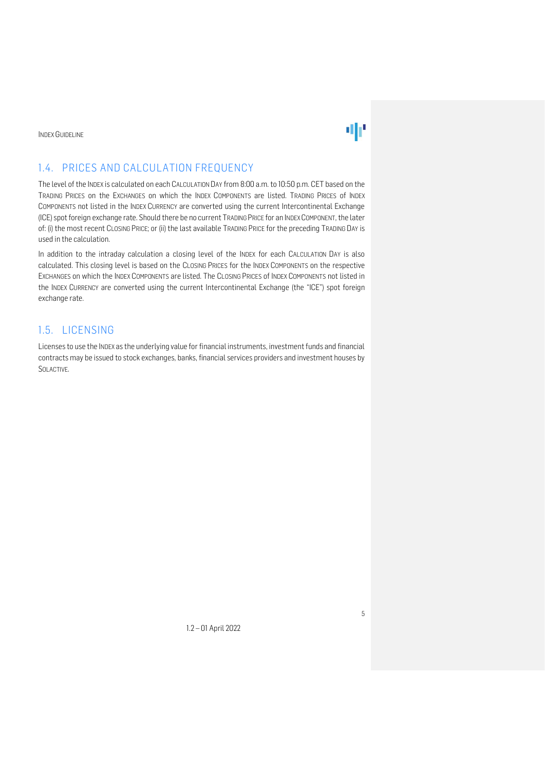## 1.4. PRICES AND CALCULATION FREQUENCY

The level of the INDEX is calculated on each CALCULATION DAY from 8:00 a.m. to 10:50 p.m. CET based on the TRADING PRICES on the EXCHANGES on which the INDEX COMPONENTS are listed. TRADING PRICES of INDEX COMPONENTS not listed in the INDEX CURRENCY are converted using the current Intercontinental Exchange (ICE) spot foreign exchange rate. Should there be no current TRADING PRICE for an INDEX COMPONENT, the later of: (i) the most recent CLOSING PRICE; or (ii) the last available TRADING PRICE for the preceding TRADING DAY is used in the calculation.

In addition to the intraday calculation a closing level of the INDEX for each CALCULATION DAY is also calculated. This closing level is based on the CLOSING PRICES for the INDEX COMPONENTS on the respective EXCHANGES on which the INDEX COMPONENTS are listed. The CLOSING PRICES of INDEX COMPONENTS not listed in the INDEX CURRENCY are converted using the current Intercontinental Exchange (the "ICE") spot foreign exchange rate.

## 1.5. LICENSING

Licenses to use the INDEX as the underlying value for financial instruments, investment funds and financial contracts may be issued to stock exchanges, banks, financial services providers and investment houses by SOLACTIVE.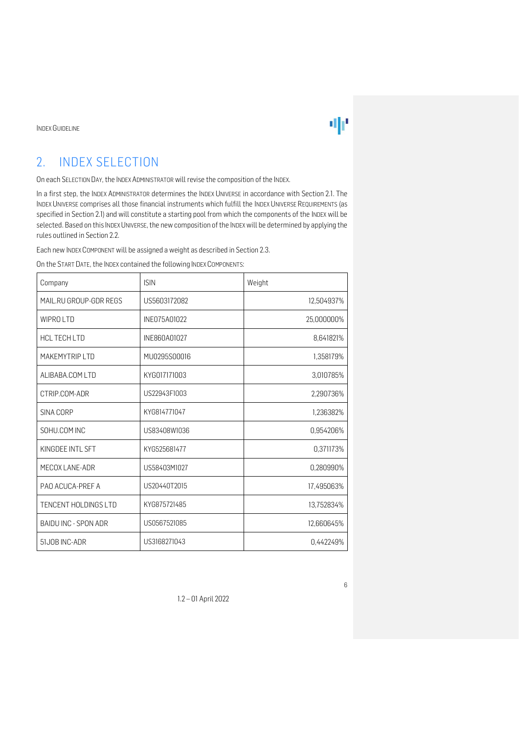# 2. INDEX SELECTION

On each SELECTION DAY, the INDEX ADMINISTRATOR will revise the composition of the INDEX.

In a first step, the INDEX ADMINISTRATOR determines the INDEX UNIVERSE in accordance with Section 2.1. The INDEX UNIVERSE comprises all those financial instruments which fulfill the INDEX UNIVERSE REQUIREMENTS (as specified in Section 2.1) and will constitute a starting pool from which the components of the INDEX will be selected. Based on this INDEX UNIVERSE, the new composition of the INDEX will be determined by applying the rules outlined in Section 2.2.

Each new INDEX COMPONENT will be assigned a weight as described in Section 2.3.

On the START DATE, the INDEX contained the following INDEX COMPONENTS:

| Company | ISIN | Weight |
|---|---|---|
| MAIL.RU GROUP-GDR REGS | US5603172082 | 12,504937% |
| WIPRO LTD | INE075A01022 | 25,000000% |
| HCL TECH LTD | INE860A01027 | 8,641821% |
| MAKEMYTRIP LTD | MU0295S00016 | 1,358179% |
| ALIBABA.COM LTD | KYG017171003 | 3,010785% |
| CTRIP.COM-ADR | US22943F1003 | 2,290736% |
| SINA CORP | KYG814771047 | 1,236382% |
| SOHU.COM INC | US83408W1036 | 0,954206% |
| KINGDEE INTL SFT | KYG525681477 | 0,371173% |
| MECOX LANE-ADR | US58403M1027 | 0,280990% |
| PAO ACUCA-PREF A | US20440T2015 | 17,495063% |
| TENCENT HOLDINGS LTD | KYG875721485 | 13,752834% |
| BAIDU INC - SPON ADR | US0567521085 | 12,660645% |
| 51JOB INC-ADR | US3168271043 | 0,442249% |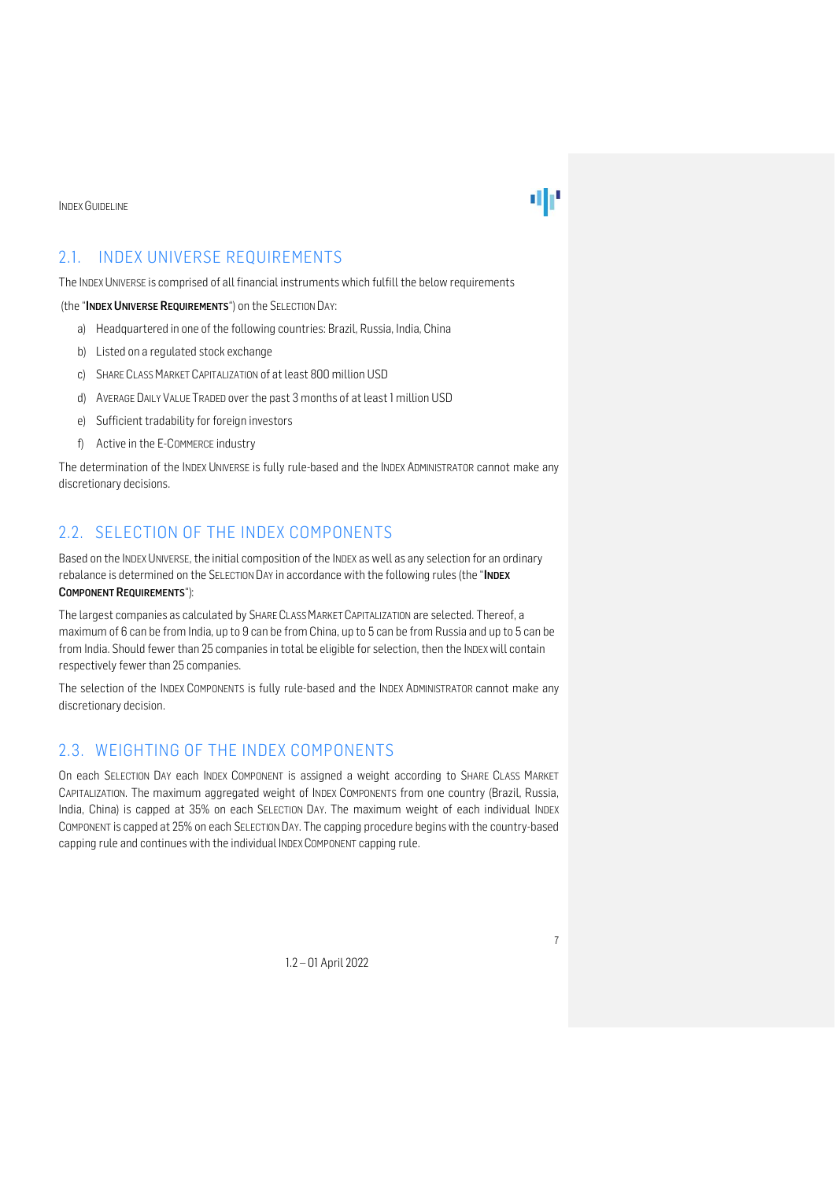## 2.1. INDEX UNIVERSE REQUIREMENTS

The INDEX UNIVERSE is comprised of all financial instruments which fulfill the below requirements

(the "**INDEX UNIVERSE REQUIREMENTS**") on the SELECTION DAY:

a) Headquartered in one of the following countries: Brazil, Russia, India, China
b) Listed on a regulated stock exchange
c) SHARE CLASS MARKET CAPITALIZATION of at least 800 million USD
d) AVERAGE DAILY VALUE TRADED over the past 3 months of at least 1 million USD
e) Sufficient tradability for foreign investors
f) Active in the E-COMMERCE industry

The determination of the INDEX UNIVERSE is fully rule-based and the INDEX ADMINISTRATOR cannot make any discretionary decisions.

## 2.2. SELECTION OF THE INDEX COMPONENTS

Based on the INDEX UNIVERSE, the initial composition of the INDEX as well as any selection for an ordinary rebalance is determined on the SELECTION DAY in accordance with the following rules (the "**INDEX COMPONENT REQUIREMENTS**"):

The largest companies as calculated by SHARE CLASS MARKET CAPITALIZATION are selected. Thereof, a maximum of 6 can be from India, up to 9 can be from China, up to 5 can be from Russia and up to 5 can be from India. Should fewer than 25 companies in total be eligible for selection, then the INDEX will contain respectively fewer than 25 companies.

The selection of the INDEX COMPONENTS is fully rule-based and the INDEX ADMINISTRATOR cannot make any discretionary decision.

## 2.3. WEIGHTING OF THE INDEX COMPONENTS

On each SELECTION DAY each INDEX COMPONENT is assigned a weight according to SHARE CLASS MARKET CAPITALIZATION. The maximum aggregated weight of INDEX COMPONENTS from one country (Brazil, Russia, India, China) is capped at 35% on each SELECTION DAY. The maximum weight of each individual INDEX COMPONENT is capped at 25% on each SELECTION DAY. The capping procedure begins with the country-based capping rule and continues with the individual INDEX COMPONENT capping rule.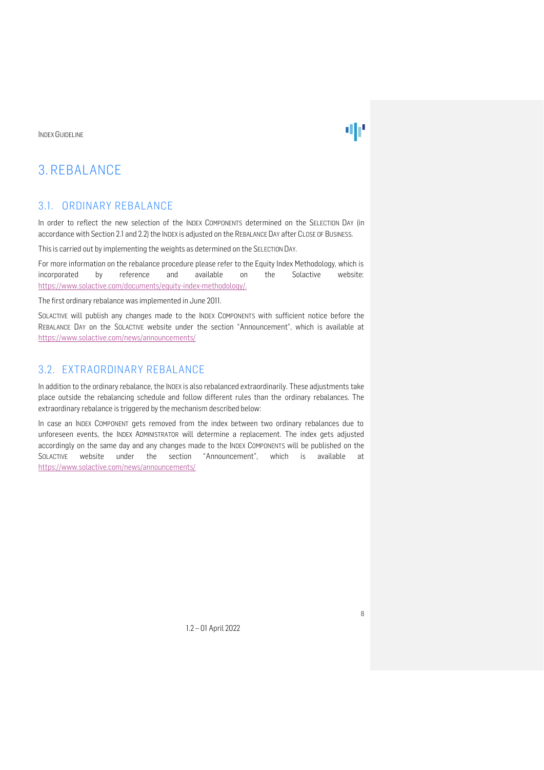# 3. REBALANCE

## 3.1. ORDINARY REBALANCE

In order to reflect the new selection of the INDEX COMPONENTS determined on the SELECTION DAY (in accordance with Section 2.1 and 2.2) the INDEX is adjusted on the REBALANCE DAY after CLOSE OF BUSINESS.

This is carried out by implementing the weights as determined on the SELECTION DAY.

For more information on the rebalance procedure please refer to the Equity Index Methodology, which is incorporated by reference and available on the Solactive website: https://www.solactive.com/documents/equity-index-methodology/.

The first ordinary rebalance was implemented in June 2011.

SOLACTIVE will publish any changes made to the INDEX COMPONENTS with sufficient notice before the REBALANCE DAY on the SOLACTIVE website under the section "Announcement", which is available at https://www.solactive.com/news/announcements/

## 3.2. EXTRAORDINARY REBALANCE

In addition to the ordinary rebalance, the INDEX is also rebalanced extraordinarily. These adjustments take place outside the rebalancing schedule and follow different rules than the ordinary rebalances. The extraordinary rebalance is triggered by the mechanism described below:

In case an INDEX COMPONENT gets removed from the index between two ordinary rebalances due to unforeseen events, the INDEX ADMINISTRATOR will determine a replacement. The index gets adjusted accordingly on the same day and any changes made to the INDEX COMPONENTS will be published on the SOLACTIVE website under the section "Announcement", which is available at https://www.solactive.com/news/announcements/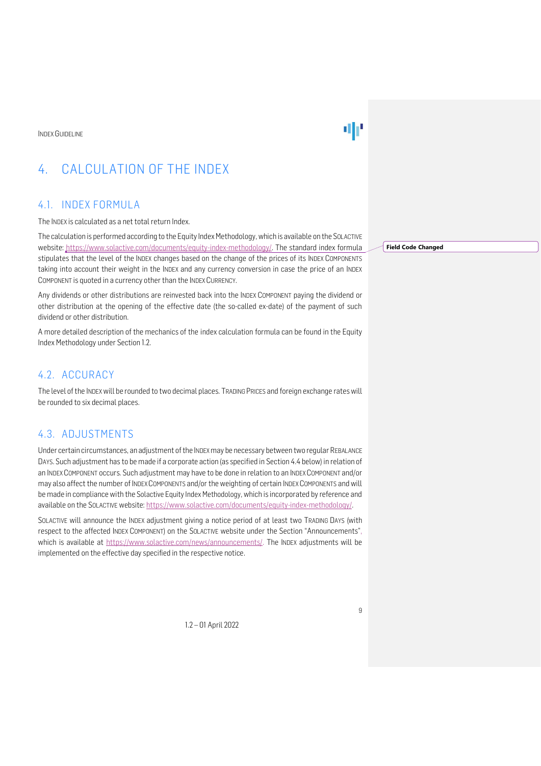# 4. CALCULATION OF THE INDEX

## 4.1. INDEX FORMULA

The INDEX is calculated as a net total return Index.

The calculation is performed according to the Equity Index Methodology, which is available on the SOLACTIVE website: https://www.solactive.com/documents/equity-index-methodology/. The standard index formula stipulates that the level of the INDEX changes based on the change of the prices of its INDEX COMPONENTS taking into account their weight in the INDEX and any currency conversion in case the price of an INDEX COMPONENT is quoted in a currency other than the INDEX CURRENCY.

Any dividends or other distributions are reinvested back into the INDEX COMPONENT paying the dividend or other distribution at the opening of the effective date (the so-called ex-date) of the payment of such dividend or other distribution.

A more detailed description of the mechanics of the index calculation formula can be found in the Equity Index Methodology under Section 1.2.

## 4.2. ACCURACY

The level of the INDEX will be rounded to two decimal places. TRADING PRICES and foreign exchange rates will be rounded to six decimal places.

## 4.3. ADJUSTMENTS

Under certain circumstances, an adjustment of the INDEX may be necessary between two regular REBALANCE DAYS. Such adjustment has to be made if a corporate action (as specified in Section 4.4 below) in relation of an INDEX COMPONENT occurs. Such adjustment may have to be done in relation to an INDEX COMPONENT and/or may also affect the number of INDEX COMPONENTS and/or the weighting of certain INDEX COMPONENTS and will be made in compliance with the Solactive Equity Index Methodology, which is incorporated by reference and available on the SOLACTIVE website: https://www.solactive.com/documents/equity-index-methodology/.

SOLACTIVE will announce the INDEX adjustment giving a notice period of at least two TRADING DAYS (with respect to the affected INDEX COMPONENT) on the SOLACTIVE website under the Section "Announcements", which is available at https://www.solactive.com/news/announcements/. The INDEX adjustments will be implemented on the effective day specified in the respective notice.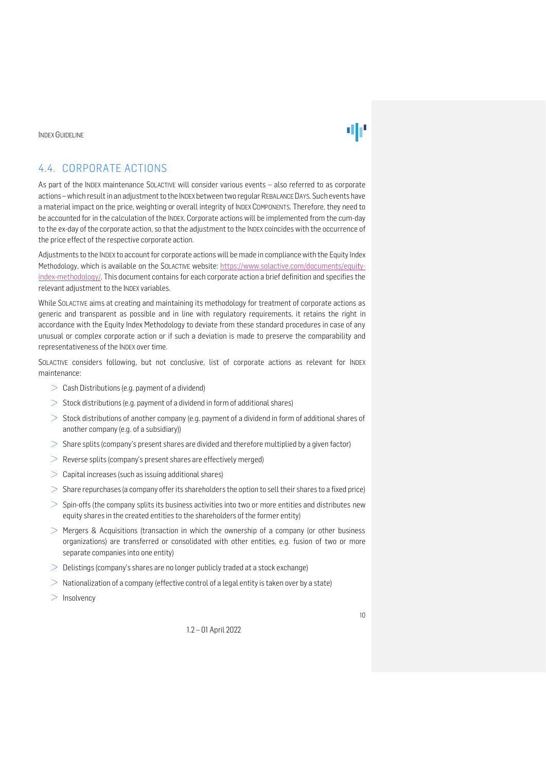## 4.4. CORPORATE ACTIONS

As part of the INDEX maintenance SOLACTIVE will consider various events – also referred to as corporate actions – which result in an adjustment to the INDEX between two regular REBALANCE DAYS. Such events have a material impact on the price, weighting or overall integrity of INDEX COMPONENTS. Therefore, they need to be accounted for in the calculation of the INDEX. Corporate actions will be implemented from the cum-day to the ex-day of the corporate action, so that the adjustment to the INDEX coincides with the occurrence of the price effect of the respective corporate action.

Adjustments to the INDEX to account for corporate actions will be made in compliance with the Equity Index Methodology, which is available on the SOLACTIVE website: https://www.solactive.com/documents/equity-index-methodology/. This document contains for each corporate action a brief definition and specifies the relevant adjustment to the INDEX variables.

While SOLACTIVE aims at creating and maintaining its methodology for treatment of corporate actions as generic and transparent as possible and in line with regulatory requirements, it retains the right in accordance with the Equity Index Methodology to deviate from these standard procedures in case of any unusual or complex corporate action or if such a deviation is made to preserve the comparability and representativeness of the INDEX over time.

SOLACTIVE considers following, but not conclusive, list of corporate actions as relevant for INDEX maintenance:

- Cash Distributions (e.g. payment of a dividend)
- Stock distributions (e.g. payment of a dividend in form of additional shares)
- Stock distributions of another company (e.g. payment of a dividend in form of additional shares of another company (e.g. of a subsidiary))
- Share splits (company's present shares are divided and therefore multiplied by a given factor)
- Reverse splits (company's present shares are effectively merged)
- Capital increases (such as issuing additional shares)
- Share repurchases (a company offer its shareholders the option to sell their shares to a fixed price)
- Spin-offs (the company splits its business activities into two or more entities and distributes new equity shares in the created entities to the shareholders of the former entity)
- Mergers & Acquisitions (transaction in which the ownership of a company (or other business organizations) are transferred or consolidated with other entities, e.g. fusion of two or more separate companies into one entity)
- Delistings (company's shares are no longer publicly traded at a stock exchange)
- Nationalization of a company (effective control of a legal entity is taken over by a state)
- Insolvency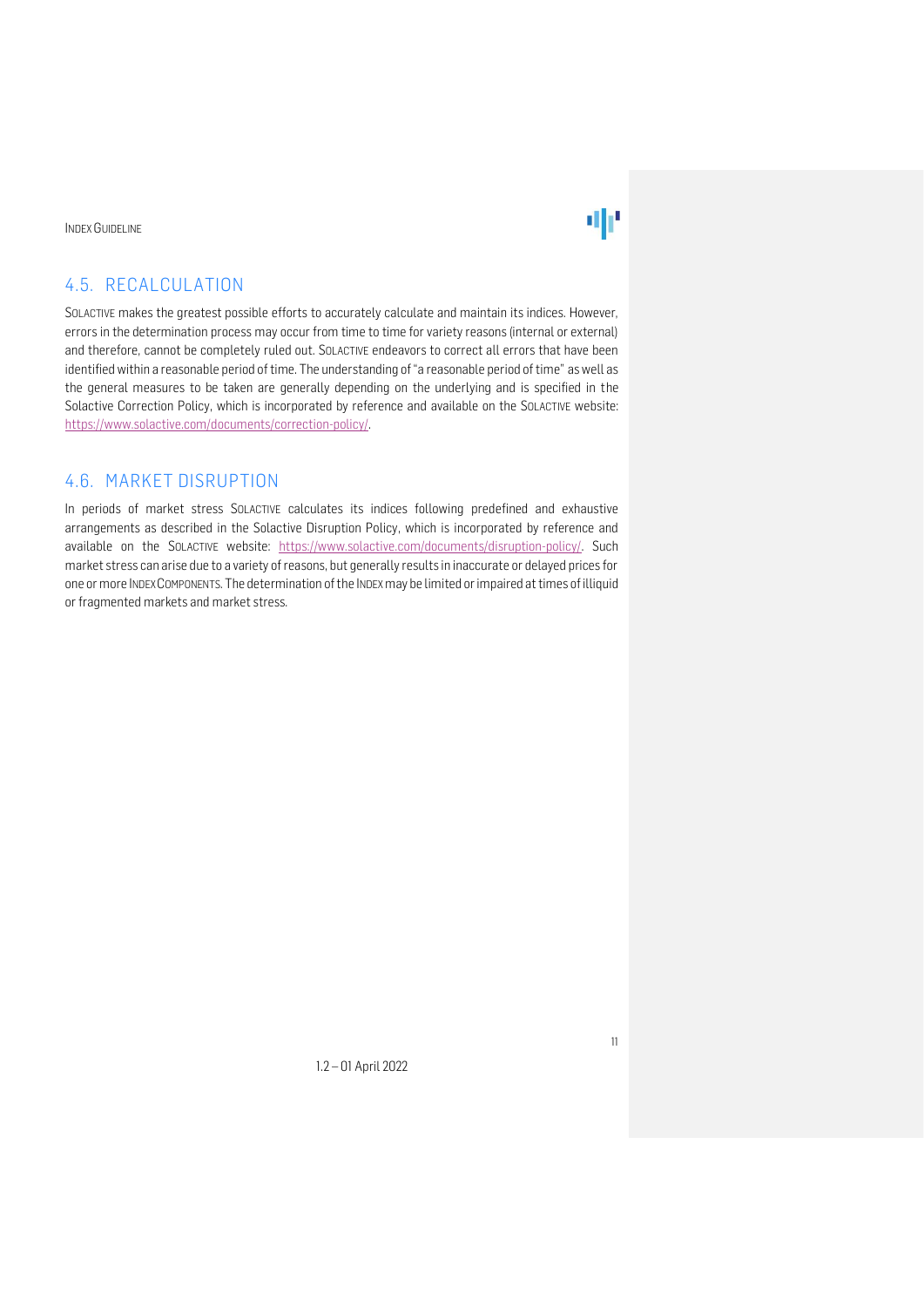## 4.5. RECALCULATION

SOLACTIVE makes the greatest possible efforts to accurately calculate and maintain its indices. However, errors in the determination process may occur from time to time for variety reasons (internal or external) and therefore, cannot be completely ruled out. SOLACTIVE endeavors to correct all errors that have been identified within a reasonable period of time. The understanding of "a reasonable period of time" as well as the general measures to be taken are generally depending on the underlying and is specified in the Solactive Correction Policy, which is incorporated by reference and available on the SOLACTIVE website: https://www.solactive.com/documents/correction-policy/.

## 4.6. MARKET DISRUPTION

In periods of market stress SOLACTIVE calculates its indices following predefined and exhaustive arrangements as described in the Solactive Disruption Policy, which is incorporated by reference and available on the SOLACTIVE website: https://www.solactive.com/documents/disruption-policy/. Such market stress can arise due to a variety of reasons, but generally results in inaccurate or delayed prices for one or more INDEX COMPONENTS. The determination of the INDEX may be limited or impaired at times of illiquid or fragmented markets and market stress.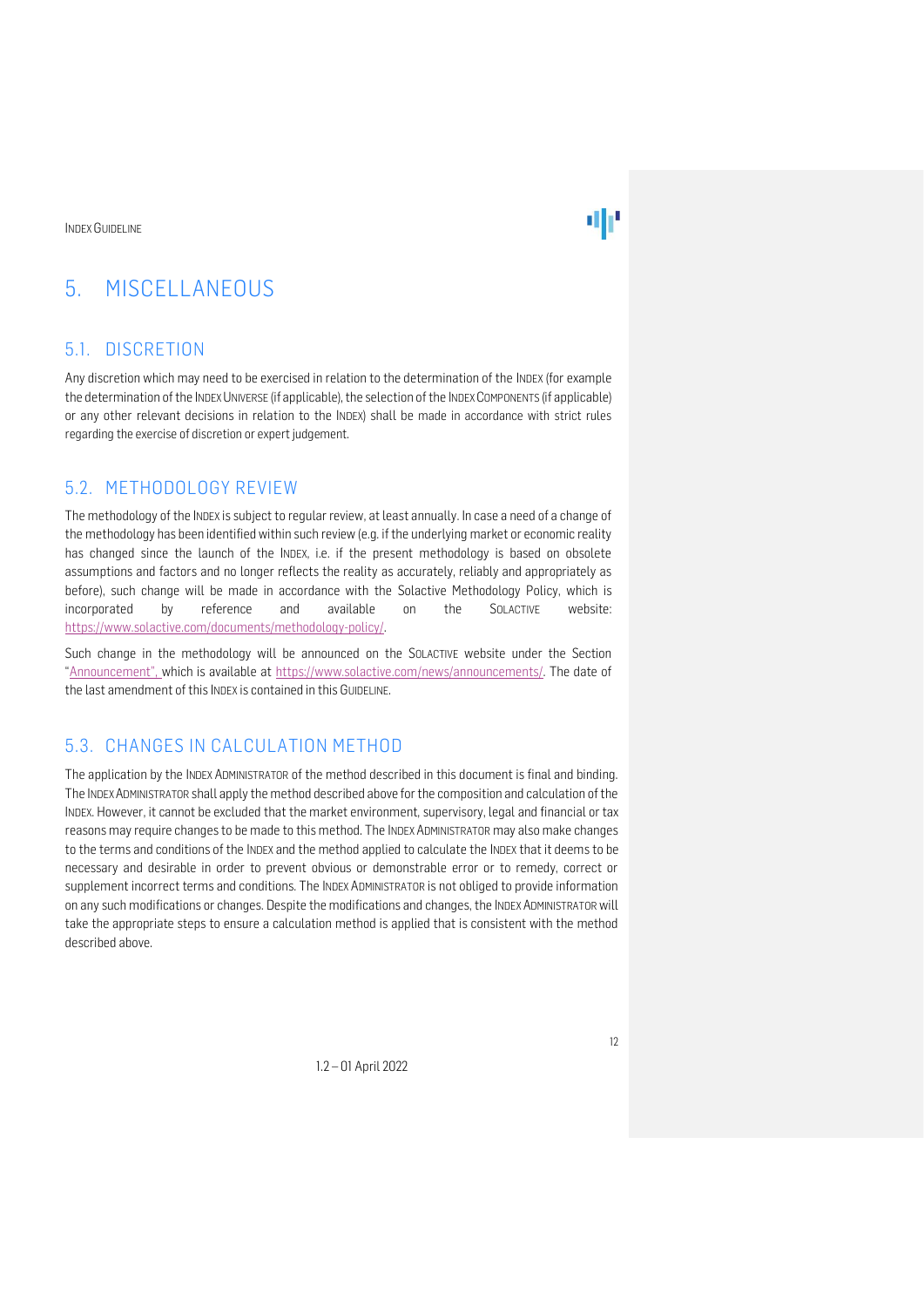# 5. MISCELLANEOUS

## 5.1. DISCRETION

Any discretion which may need to be exercised in relation to the determination of the INDEX (for example the determination of the INDEX UNIVERSE (if applicable), the selection of the INDEX COMPONENTS (if applicable) or any other relevant decisions in relation to the INDEX) shall be made in accordance with strict rules regarding the exercise of discretion or expert judgement.

## 5.2. METHODOLOGY REVIEW

The methodology of the INDEX is subject to regular review, at least annually. In case a need of a change of the methodology has been identified within such review (e.g. if the underlying market or economic reality has changed since the launch of the INDEX, i.e. if the present methodology is based on obsolete assumptions and factors and no longer reflects the reality as accurately, reliably and appropriately as before), such change will be made in accordance with the Solactive Methodology Policy, which is incorporated by reference and available on the SOLACTIVE website: https://www.solactive.com/documents/methodology-policy/.

Such change in the methodology will be announced on the SOLACTIVE website under the Section "Announcement", which is available at https://www.solactive.com/news/announcements/. The date of the last amendment of this INDEX is contained in this GUIDELINE.

## 5.3. CHANGES IN CALCULATION METHOD

The application by the INDEX ADMINISTRATOR of the method described in this document is final and binding. The INDEX ADMINISTRATOR shall apply the method described above for the composition and calculation of the INDEX. However, it cannot be excluded that the market environment, supervisory, legal and financial or tax reasons may require changes to be made to this method. The INDEX ADMINISTRATOR may also make changes to the terms and conditions of the INDEX and the method applied to calculate the INDEX that it deems to be necessary and desirable in order to prevent obvious or demonstrable error or to remedy, correct or supplement incorrect terms and conditions. The INDEX ADMINISTRATOR is not obliged to provide information on any such modifications or changes. Despite the modifications and changes, the INDEX ADMINISTRATOR will take the appropriate steps to ensure a calculation method is applied that is consistent with the method described above.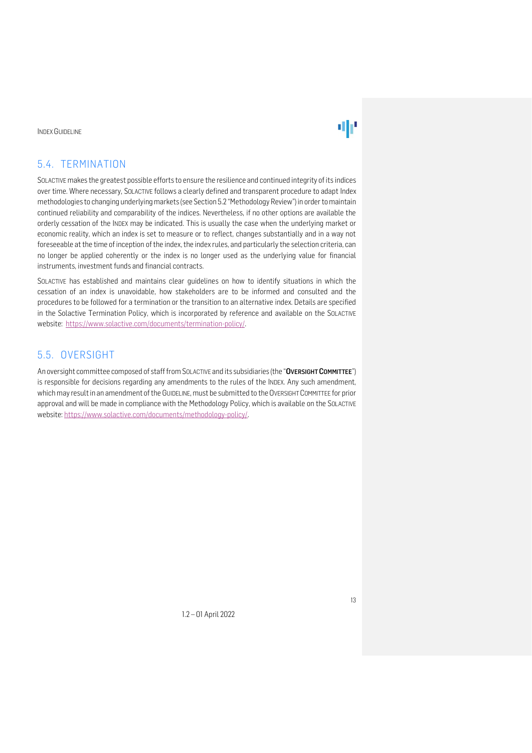## 5.4. TERMINATION

SOLACTIVE makes the greatest possible efforts to ensure the resilience and continued integrity of its indices over time. Where necessary, SOLACTIVE follows a clearly defined and transparent procedure to adapt Index methodologies to changing underlying markets (see Section 5.2 "Methodology Review") in order to maintain continued reliability and comparability of the indices. Nevertheless, if no other options are available the orderly cessation of the INDEX may be indicated. This is usually the case when the underlying market or economic reality, which an index is set to measure or to reflect, changes substantially and in a way not foreseeable at the time of inception of the index, the index rules, and particularly the selection criteria, can no longer be applied coherently or the index is no longer used as the underlying value for financial instruments, investment funds and financial contracts.

SOLACTIVE has established and maintains clear guidelines on how to identify situations in which the cessation of an index is unavoidable, how stakeholders are to be informed and consulted and the procedures to be followed for a termination or the transition to an alternative index. Details are specified in the Solactive Termination Policy, which is incorporated by reference and available on the SOLACTIVE website: https://www.solactive.com/documents/termination-policy/.

## 5.5. OVERSIGHT

An oversight committee composed of staff from SOLACTIVE and its subsidiaries (the "**OVERSIGHT COMMITTEE**") is responsible for decisions regarding any amendments to the rules of the INDEX. Any such amendment, which may result in an amendment of the GUIDELINE, must be submitted to the OVERSIGHT COMMITTEE for prior approval and will be made in compliance with the Methodology Policy, which is available on the SOLACTIVE website: https://www.solactive.com/documents/methodology-policy/.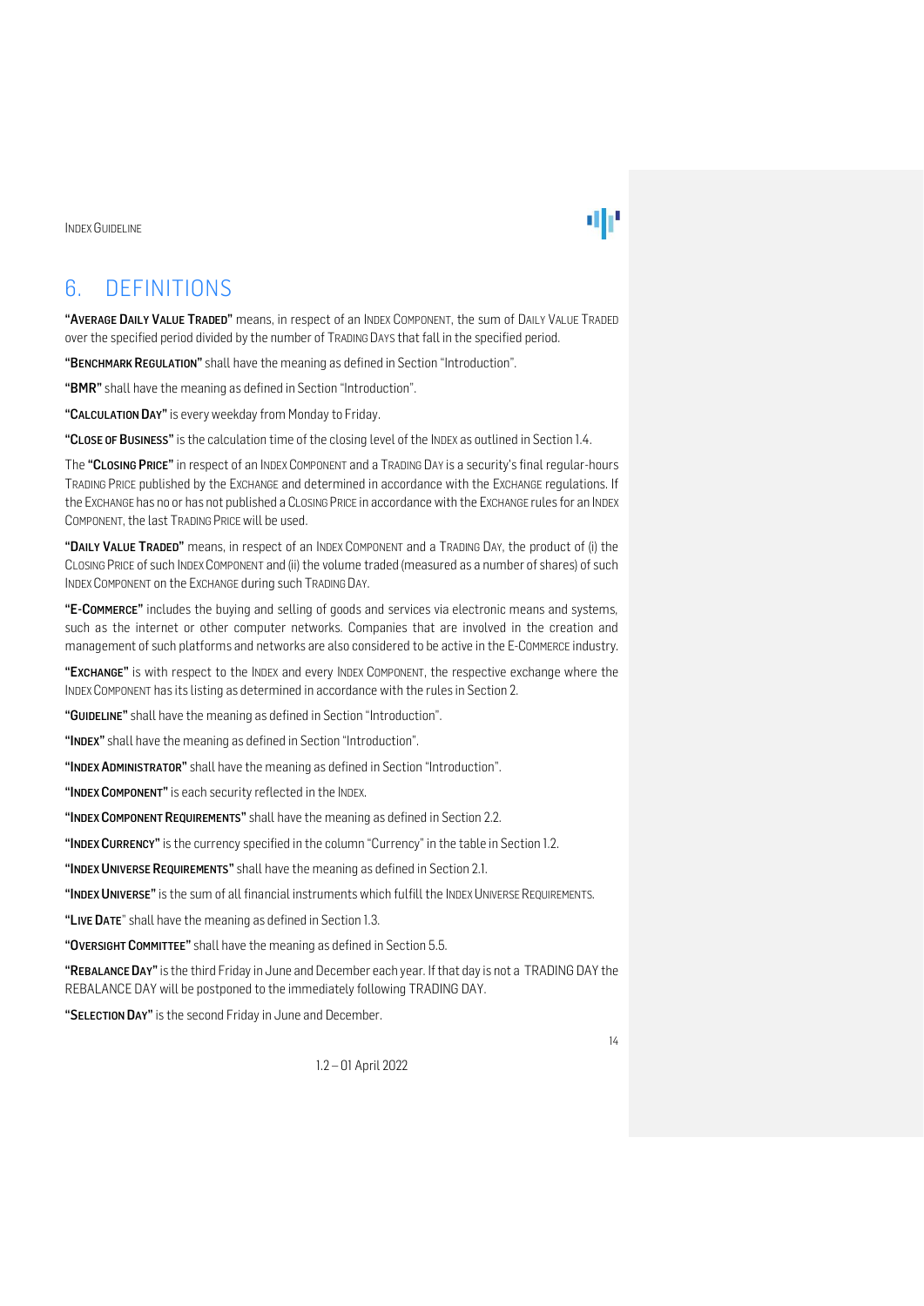# 6. DEFINITIONS

"**AVERAGE DAILY VALUE TRADED**" means, in respect of an INDEX COMPONENT, the sum of DAILY VALUE TRADED over the specified period divided by the number of TRADING DAYS that fall in the specified period.

"**BENCHMARK REGULATION**" shall have the meaning as defined in Section "Introduction".

"**BMR**" shall have the meaning as defined in Section "Introduction".

"**CALCULATION DAY**" is every weekday from Monday to Friday.

"**CLOSE OF BUSINESS**" is the calculation time of the closing level of the INDEX as outlined in Section 1.4.

The "**CLOSING PRICE**" in respect of an INDEX COMPONENT and a TRADING DAY is a security's final regular-hours TRADING PRICE published by the EXCHANGE and determined in accordance with the EXCHANGE regulations. If the EXCHANGE has no or has not published a CLOSING PRICE in accordance with the EXCHANGE rules for an INDEX COMPONENT, the last TRADING PRICE will be used.

"**DAILY VALUE TRADED**" means, in respect of an INDEX COMPONENT and a TRADING DAY, the product of (i) the CLOSING PRICE of such INDEX COMPONENT and (ii) the volume traded (measured as a number of shares) of such INDEX COMPONENT on the EXCHANGE during such TRADING DAY.

"**E-COMMERCE**" includes the buying and selling of goods and services via electronic means and systems, such as the internet or other computer networks. Companies that are involved in the creation and management of such platforms and networks are also considered to be active in the E-COMMERCE industry.

"**EXCHANGE**" is with respect to the INDEX and every INDEX COMPONENT, the respective exchange where the INDEX COMPONENT has its listing as determined in accordance with the rules in Section 2.

"**GUIDELINE**" shall have the meaning as defined in Section "Introduction".

"**INDEX**" shall have the meaning as defined in Section "Introduction".

"**INDEX ADMINISTRATOR**" shall have the meaning as defined in Section "Introduction".

"**INDEX COMPONENT**" is each security reflected in the INDEX.

"**INDEX COMPONENT REQUIREMENTS**" shall have the meaning as defined in Section 2.2.

"**INDEX CURRENCY**" is the currency specified in the column "Currency" in the table in Section 1.2.

"**INDEX UNIVERSE REQUIREMENTS**" shall have the meaning as defined in Section 2.1.

"**INDEX UNIVERSE**" is the sum of all financial instruments which fulfill the INDEX UNIVERSE REQUIREMENTS.

"**LIVE DATE**" shall have the meaning as defined in Section 1.3.

"**OVERSIGHT COMMITTEE**" shall have the meaning as defined in Section 5.5.

"**REBALANCE DAY**" is the third Friday in June and December each year. If that day is not a TRADING DAY the REBALANCE DAY will be postponed to the immediately following TRADING DAY.

"**SELECTION DAY**" is the second Friday in June and December.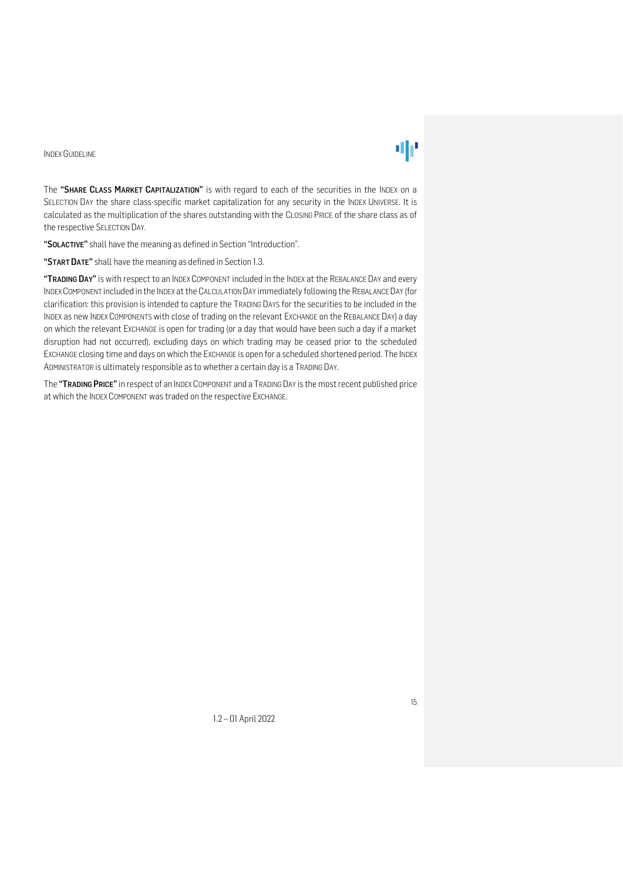The **"SHARE CLASS MARKET CAPITALIZATION"** is with regard to each of the securities in the INDEX on a SELECTION DAY the share class-specific market capitalization for any security in the INDEX UNIVERSE. It is calculated as the multiplication of the shares outstanding with the CLOSING PRICE of the share class as of the respective SELECTION DAY.

**"SOLACTIVE"** shall have the meaning as defined in Section "Introduction".

**"START DATE"** shall have the meaning as defined in Section 1.3.

**"TRADING DAY"** is with respect to an INDEX COMPONENT included in the INDEX at the REBALANCE DAY and every INDEX COMPONENT included in the INDEX at the CALCULATION DAY immediately following the REBALANCE DAY (for clarification: this provision is intended to capture the TRADING DAYS for the securities to be included in the INDEX as new INDEX COMPONENTS with close of trading on the relevant EXCHANGE on the REBALANCE DAY) a day on which the relevant EXCHANGE is open for trading (or a day that would have been such a day if a market disruption had not occurred), excluding days on which trading may be ceased prior to the scheduled EXCHANGE closing time and days on which the EXCHANGE is open for a scheduled shortened period. The INDEX ADMINISTRATOR is ultimately responsible as to whether a certain day is a TRADING DAY.

The **"TRADING PRICE"** in respect of an INDEX COMPONENT and a TRADING DAY is the most recent published price at which the INDEX COMPONENT was traded on the respective EXCHANGE.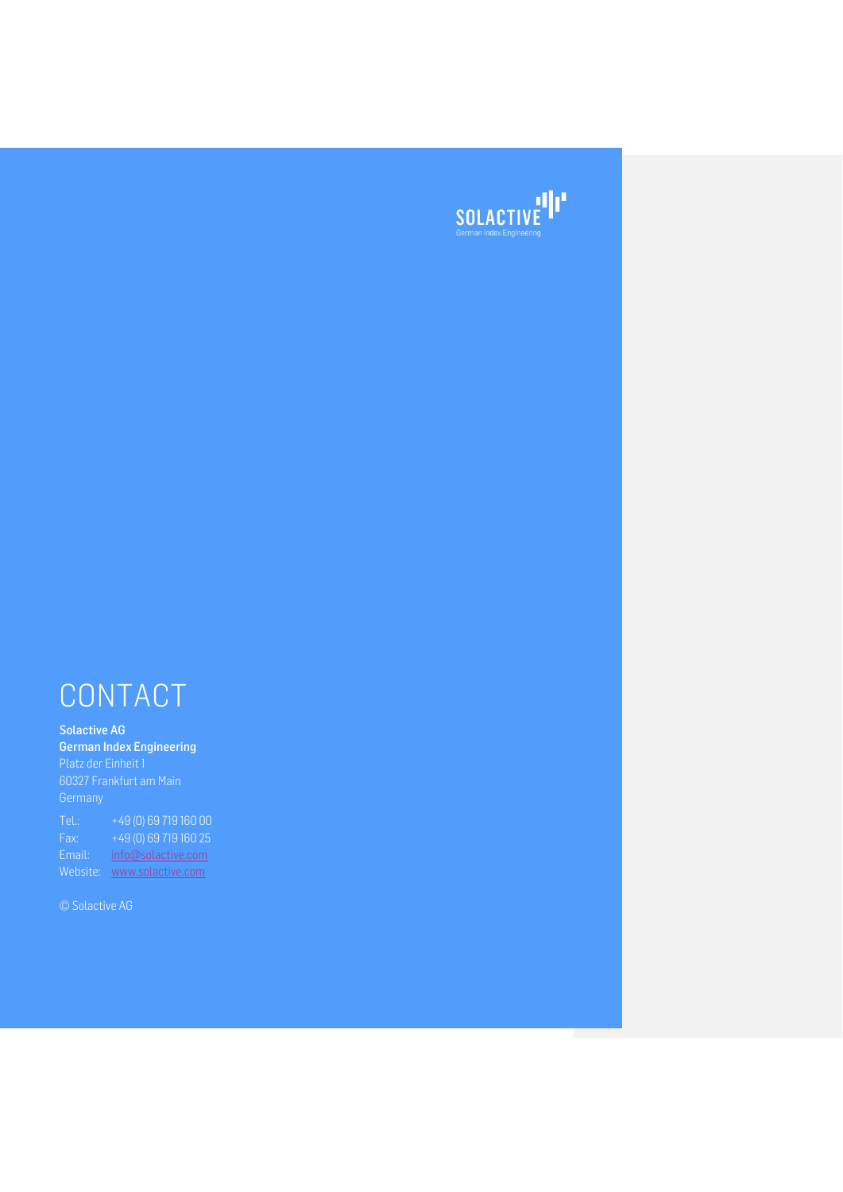SOLACTIVE
German Index Engineering

# CONTACT

**Solactive AG**
**German Index Engineering**
Platz der Einheit 1
60327 Frankfurt am Main
Germany

Tel.: +49 (0) 69 719 160 00
Fax: +49 (0) 69 719 160 25
Email: info@solactive.com
Website: www.solactive.com

© Solactive AG